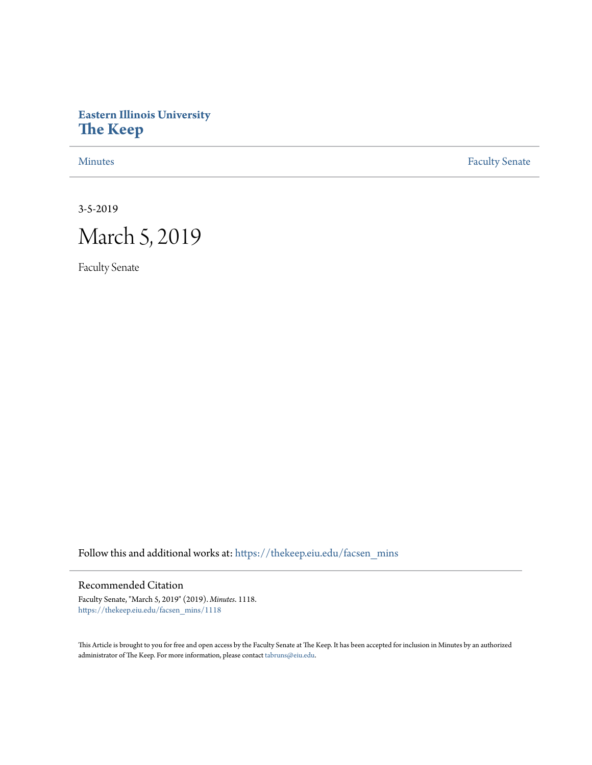# Eastern Illinois University
# The Keep

Minutes | Faculty Senate

3-5-2019

# March 5, 2019

Faculty Senate

Follow this and additional works at: https://thekeep.eiu.edu/facsen_mins

## Recommended Citation

Faculty Senate, "March 5, 2019" (2019). *Minutes*. 1118.
https://thekeep.eiu.edu/facsen_mins/1118

This Article is brought to you for free and open access by the Faculty Senate at The Keep. It has been accepted for inclusion in Minutes by an authorized administrator of The Keep. For more information, please contact tabruns@eiu.edu.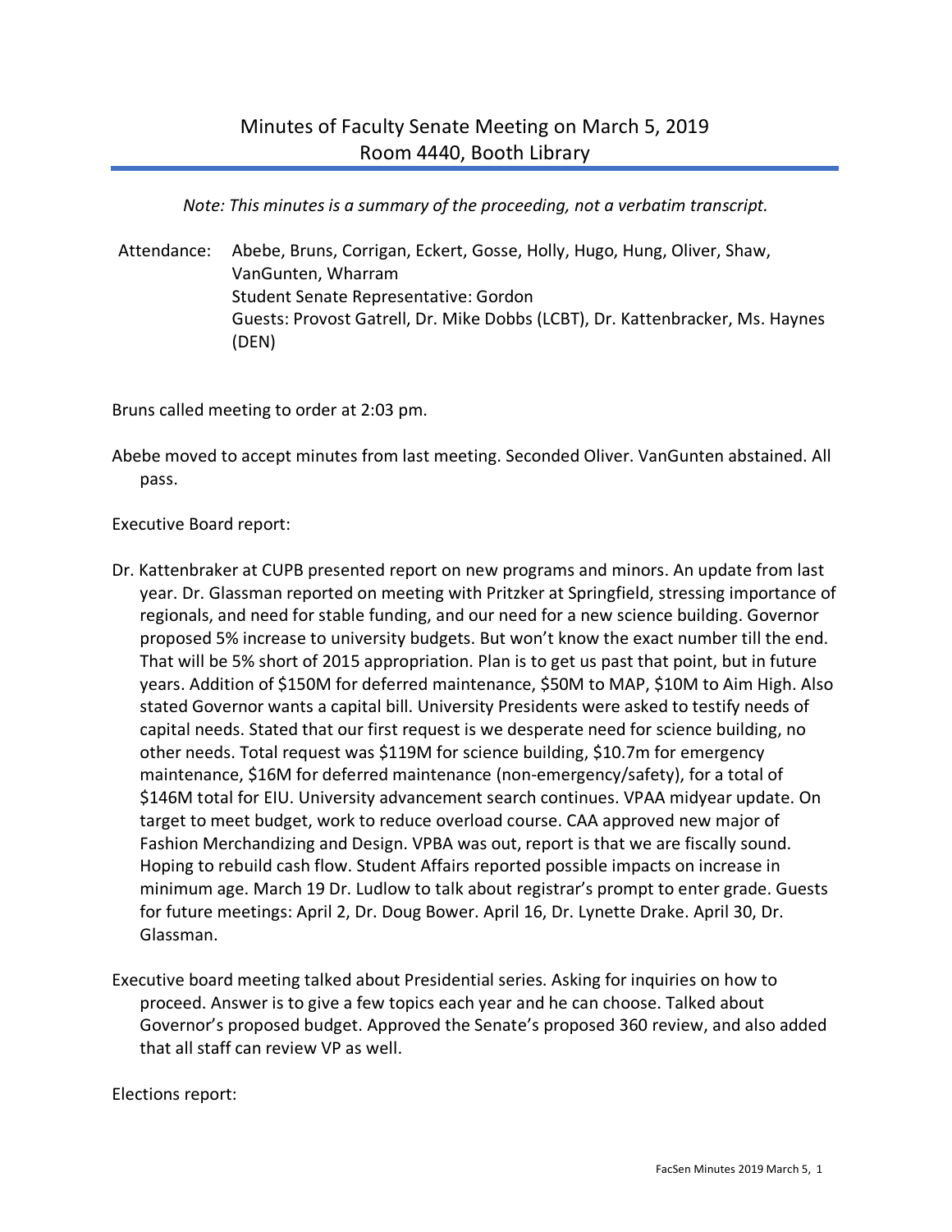# Minutes of Faculty Senate Meeting on March 5, 2019
## Room 4440, Booth Library

*Note: This minutes is a summary of the proceeding, not a verbatim transcript.*

Attendance: Abebe, Bruns, Corrigan, Eckert, Gosse, Holly, Hugo, Hung, Oliver, Shaw, VanGunten, Wharram
Student Senate Representative: Gordon
Guests: Provost Gatrell, Dr. Mike Dobbs (LCBT), Dr. Kattenbracker, Ms. Haynes (DEN)

Bruns called meeting to order at 2:03 pm.

Abebe moved to accept minutes from last meeting. Seconded Oliver. VanGunten abstained. All pass.

Executive Board report:

Dr. Kattenbraker at CUPB presented report on new programs and minors. An update from last year. Dr. Glassman reported on meeting with Pritzker at Springfield, stressing importance of regionals, and need for stable funding, and our need for a new science building. Governor proposed 5% increase to university budgets. But won't know the exact number till the end. That will be 5% short of 2015 appropriation. Plan is to get us past that point, but in future years. Addition of $150M for deferred maintenance, $50M to MAP, $10M to Aim High. Also stated Governor wants a capital bill. University Presidents were asked to testify needs of capital needs. Stated that our first request is we desperate need for science building, no other needs. Total request was $119M for science building, $10.7m for emergency maintenance, $16M for deferred maintenance (non-emergency/safety), for a total of $146M total for EIU. University advancement search continues. VPAA midyear update. On target to meet budget, work to reduce overload course. CAA approved new major of Fashion Merchandizing and Design. VPBA was out, report is that we are fiscally sound. Hoping to rebuild cash flow. Student Affairs reported possible impacts on increase in minimum age. March 19 Dr. Ludlow to talk about registrar's prompt to enter grade. Guests for future meetings: April 2, Dr. Doug Bower. April 16, Dr. Lynette Drake. April 30, Dr. Glassman.

Executive board meeting talked about Presidential series. Asking for inquiries on how to proceed. Answer is to give a few topics each year and he can choose. Talked about Governor's proposed budget. Approved the Senate's proposed 360 review, and also added that all staff can review VP as well.

Elections report: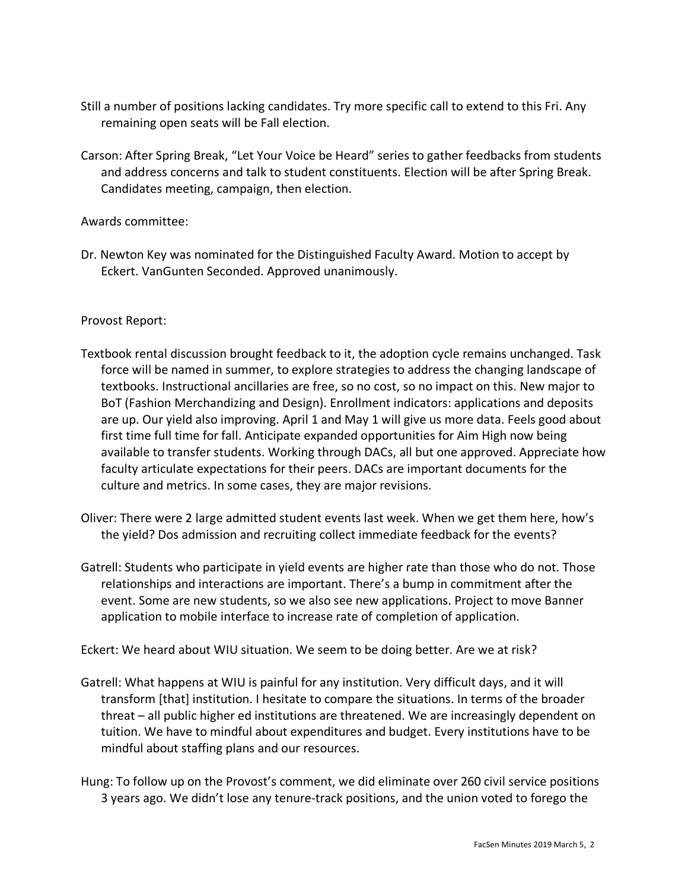Still a number of positions lacking candidates. Try more specific call to extend to this Fri. Any remaining open seats will be Fall election.

Carson: After Spring Break, "Let Your Voice be Heard" series to gather feedbacks from students and address concerns and talk to student constituents. Election will be after Spring Break. Candidates meeting, campaign, then election.

Awards committee:

Dr. Newton Key was nominated for the Distinguished Faculty Award. Motion to accept by Eckert. VanGunten Seconded. Approved unanimously.

Provost Report:

Textbook rental discussion brought feedback to it, the adoption cycle remains unchanged. Task force will be named in summer, to explore strategies to address the changing landscape of textbooks. Instructional ancillaries are free, so no cost, so no impact on this. New major to BoT (Fashion Merchandizing and Design). Enrollment indicators: applications and deposits are up. Our yield also improving. April 1 and May 1 will give us more data. Feels good about first time full time for fall. Anticipate expanded opportunities for Aim High now being available to transfer students. Working through DACs, all but one approved. Appreciate how faculty articulate expectations for their peers. DACs are important documents for the culture and metrics. In some cases, they are major revisions.

Oliver: There were 2 large admitted student events last week. When we get them here, how's the yield? Dos admission and recruiting collect immediate feedback for the events?

Gatrell: Students who participate in yield events are higher rate than those who do not. Those relationships and interactions are important. There's a bump in commitment after the event. Some are new students, so we also see new applications. Project to move Banner application to mobile interface to increase rate of completion of application.

Eckert: We heard about WIU situation. We seem to be doing better. Are we at risk?

Gatrell: What happens at WIU is painful for any institution. Very difficult days, and it will transform [that] institution. I hesitate to compare the situations. In terms of the broader threat – all public higher ed institutions are threatened. We are increasingly dependent on tuition. We have to mindful about expenditures and budget. Every institutions have to be mindful about staffing plans and our resources.

Hung: To follow up on the Provost's comment, we did eliminate over 260 civil service positions 3 years ago. We didn't lose any tenure-track positions, and the union voted to forego the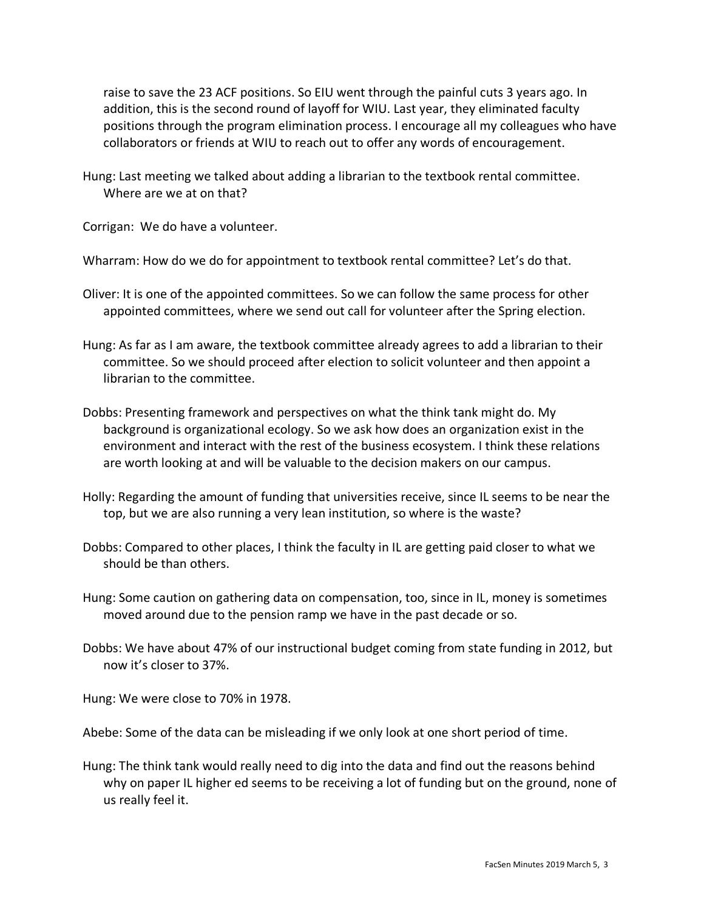raise to save the 23 ACF positions. So EIU went through the painful cuts 3 years ago. In addition, this is the second round of layoff for WIU. Last year, they eliminated faculty positions through the program elimination process. I encourage all my colleagues who have collaborators or friends at WIU to reach out to offer any words of encouragement.

Hung: Last meeting we talked about adding a librarian to the textbook rental committee. Where are we at on that?

Corrigan: We do have a volunteer.

Wharram: How do we do for appointment to textbook rental committee? Let's do that.

Oliver: It is one of the appointed committees. So we can follow the same process for other appointed committees, where we send out call for volunteer after the Spring election.

Hung: As far as I am aware, the textbook committee already agrees to add a librarian to their committee. So we should proceed after election to solicit volunteer and then appoint a librarian to the committee.

Dobbs: Presenting framework and perspectives on what the think tank might do. My background is organizational ecology. So we ask how does an organization exist in the environment and interact with the rest of the business ecosystem. I think these relations are worth looking at and will be valuable to the decision makers on our campus.

Holly: Regarding the amount of funding that universities receive, since IL seems to be near the top, but we are also running a very lean institution, so where is the waste?

Dobbs: Compared to other places, I think the faculty in IL are getting paid closer to what we should be than others.

Hung: Some caution on gathering data on compensation, too, since in IL, money is sometimes moved around due to the pension ramp we have in the past decade or so.

Dobbs: We have about 47% of our instructional budget coming from state funding in 2012, but now it's closer to 37%.

Hung: We were close to 70% in 1978.

Abebe: Some of the data can be misleading if we only look at one short period of time.

Hung: The think tank would really need to dig into the data and find out the reasons behind why on paper IL higher ed seems to be receiving a lot of funding but on the ground, none of us really feel it.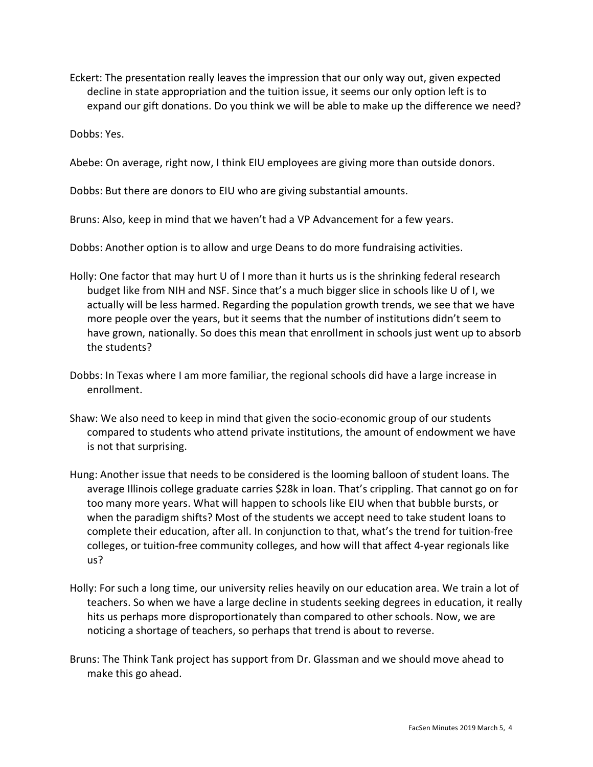Eckert: The presentation really leaves the impression that our only way out, given expected decline in state appropriation and the tuition issue, it seems our only option left is to expand our gift donations. Do you think we will be able to make up the difference we need?

Dobbs: Yes.

Abebe: On average, right now, I think EIU employees are giving more than outside donors.

Dobbs: But there are donors to EIU who are giving substantial amounts.

Bruns: Also, keep in mind that we haven't had a VP Advancement for a few years.

Dobbs: Another option is to allow and urge Deans to do more fundraising activities.

Holly: One factor that may hurt U of I more than it hurts us is the shrinking federal research budget like from NIH and NSF. Since that's a much bigger slice in schools like U of I, we actually will be less harmed. Regarding the population growth trends, we see that we have more people over the years, but it seems that the number of institutions didn't seem to have grown, nationally. So does this mean that enrollment in schools just went up to absorb the students?

Dobbs: In Texas where I am more familiar, the regional schools did have a large increase in enrollment.

Shaw: We also need to keep in mind that given the socio-economic group of our students compared to students who attend private institutions, the amount of endowment we have is not that surprising.

Hung: Another issue that needs to be considered is the looming balloon of student loans. The average Illinois college graduate carries $28k in loan. That's crippling. That cannot go on for too many more years. What will happen to schools like EIU when that bubble bursts, or when the paradigm shifts? Most of the students we accept need to take student loans to complete their education, after all. In conjunction to that, what's the trend for tuition-free colleges, or tuition-free community colleges, and how will that affect 4-year regionals like us?

Holly: For such a long time, our university relies heavily on our education area. We train a lot of teachers. So when we have a large decline in students seeking degrees in education, it really hits us perhaps more disproportionately than compared to other schools. Now, we are noticing a shortage of teachers, so perhaps that trend is about to reverse.

Bruns: The Think Tank project has support from Dr. Glassman and we should move ahead to make this go ahead.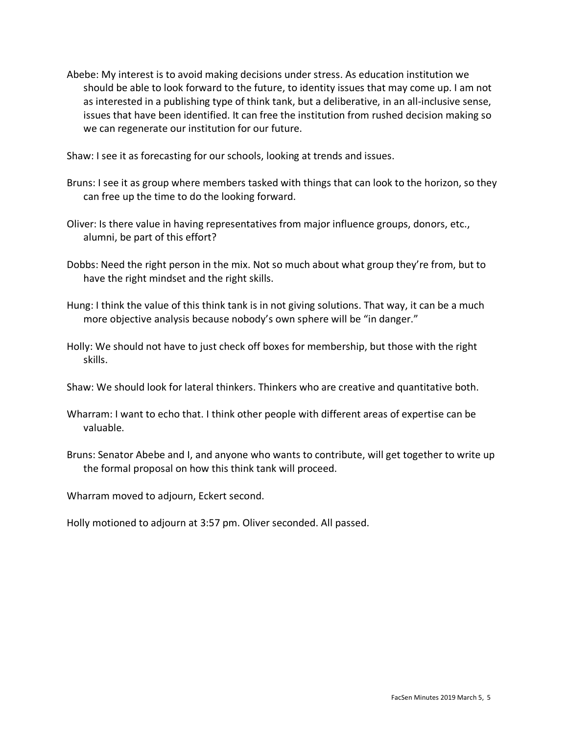Abebe: My interest is to avoid making decisions under stress. As education institution we should be able to look forward to the future, to identity issues that may come up. I am not as interested in a publishing type of think tank, but a deliberative, in an all-inclusive sense, issues that have been identified. It can free the institution from rushed decision making so we can regenerate our institution for our future.

Shaw: I see it as forecasting for our schools, looking at trends and issues.

Bruns: I see it as group where members tasked with things that can look to the horizon, so they can free up the time to do the looking forward.

Oliver: Is there value in having representatives from major influence groups, donors, etc., alumni, be part of this effort?

Dobbs: Need the right person in the mix. Not so much about what group they're from, but to have the right mindset and the right skills.

Hung: I think the value of this think tank is in not giving solutions. That way, it can be a much more objective analysis because nobody's own sphere will be "in danger."

Holly: We should not have to just check off boxes for membership, but those with the right skills.

Shaw: We should look for lateral thinkers. Thinkers who are creative and quantitative both.

Wharram: I want to echo that. I think other people with different areas of expertise can be valuable.

Bruns: Senator Abebe and I, and anyone who wants to contribute, will get together to write up the formal proposal on how this think tank will proceed.

Wharram moved to adjourn, Eckert second.

Holly motioned to adjourn at 3:57 pm. Oliver seconded. All passed.